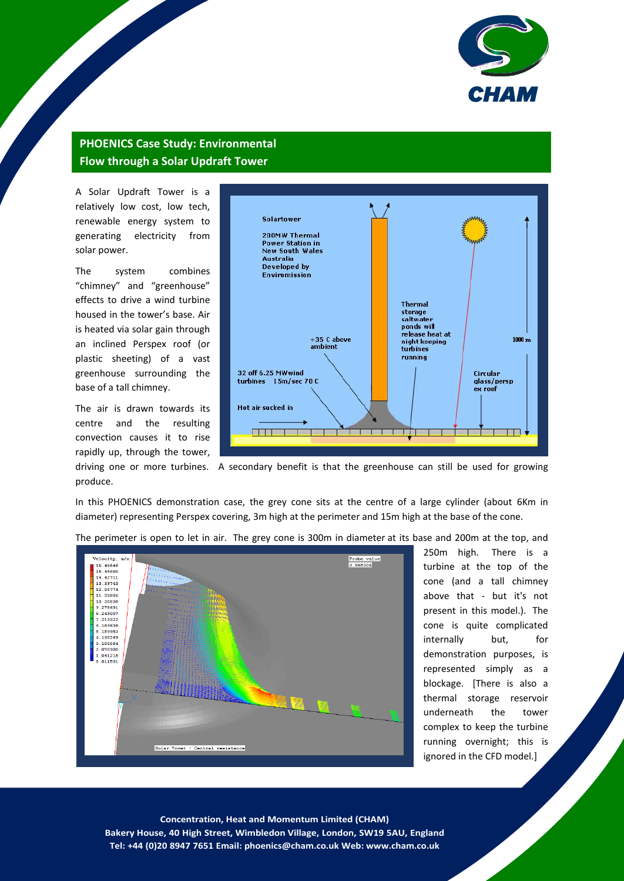## PHOENICS Case Study: Environmental
## Flow through a Solar Updraft Tower

A Solar Updraft Tower is a relatively low cost, low tech, renewable energy system to generating electricity from solar power.

The system combines "chimney" and "greenhouse" effects to drive a wind turbine housed in the tower's base. Air is heated via solar gain through an inclined Perspex roof (or plastic sheeting) of a vast greenhouse surrounding the base of a tall chimney.

The air is drawn towards its centre and the resulting convection causes it to rise rapidly up, through the tower, driving one or more turbines. A secondary benefit is that the greenhouse can still be used for growing produce.

In this PHOENICS demonstration case, the grey cone sits at the centre of a large cylinder (about 6Km in diameter) representing Perspex covering, 3m high at the perimeter and 15m high at the base of the cone.

The perimeter is open to let in air. The grey cone is 300m in diameter at its base and 200m at the top, and 250m high. There is a turbine at the top of the cone (and a tall chimney above that - but it's not present in this model.). The cone is quite complicated internally but, for demonstration purposes, is represented simply as a blockage. [There is also a thermal storage reservoir underneath the tower complex to keep the turbine running overnight; this is ignored in the CFD model.]

**Concentration, Heat and Momentum Limited (CHAM)**
**Bakery House, 40 High Street, Wimbledon Village, London, SW19 5AU, England**
**Tel: +44 (0)20 8947 7651 Email: phoenics@cham.co.uk Web: www.cham.co.uk**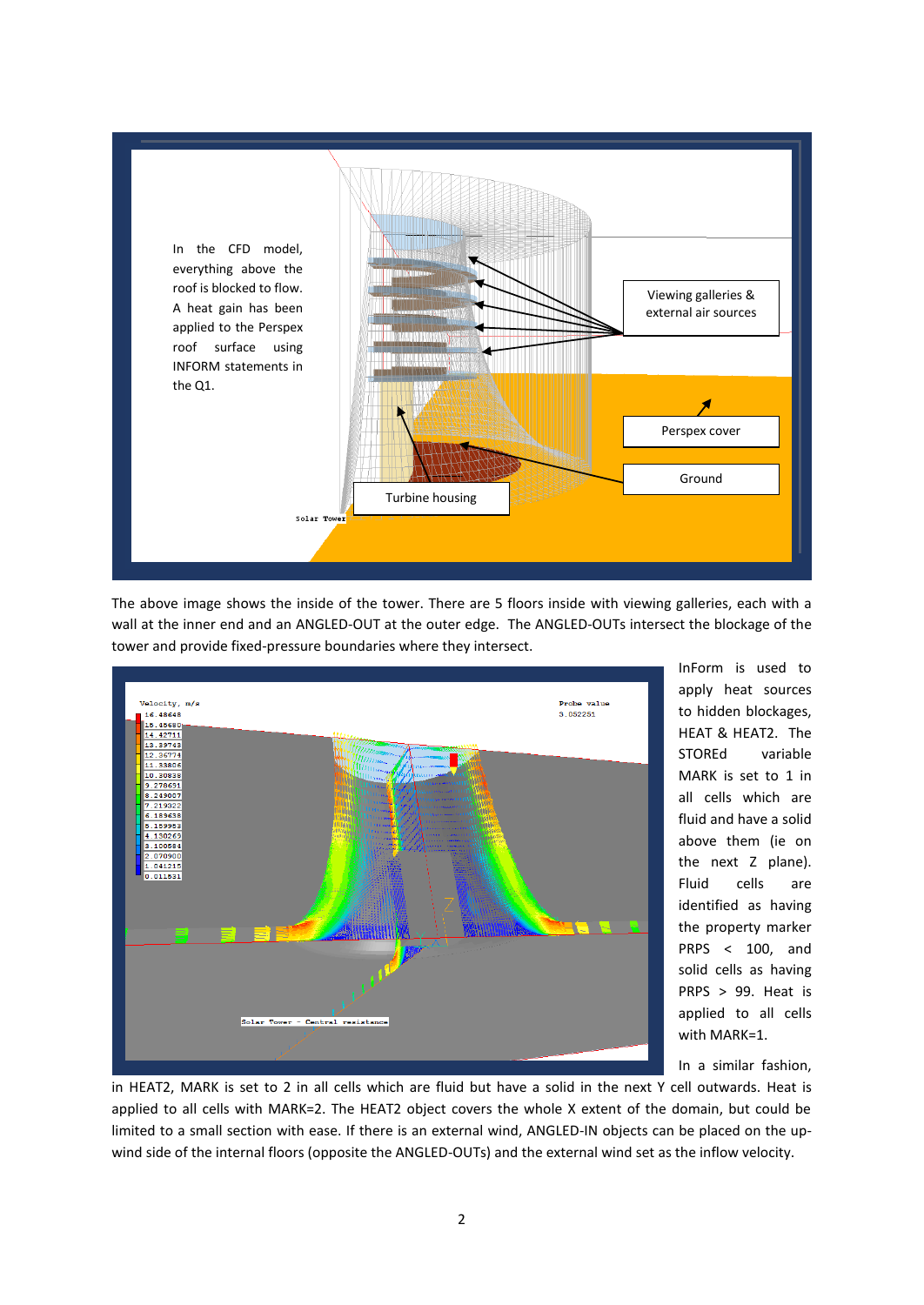The above image shows the inside of the tower. There are 5 floors inside with viewing galleries, each with a wall at the inner end and an ANGLED-OUT at the outer edge. The ANGLED-OUTs intersect the blockage of the tower and provide fixed-pressure boundaries where they intersect.

InForm is used to apply heat sources to hidden blockages, HEAT & HEAT2. The STOREd variable MARK is set to 1 in all cells which are fluid and have a solid above them (ie on the next Z plane). Fluid cells are identified as having the property marker PRPS < 100, and solid cells as having PRPS > 99. Heat is applied to all cells with MARK=1.

In a similar fashion, in HEAT2, MARK is set to 2 in all cells which are fluid but have a solid in the next Y cell outwards. Heat is applied to all cells with MARK=2. The HEAT2 object covers the whole X extent of the domain, but could be limited to a small section with ease. If there is an external wind, ANGLED-IN objects can be placed on the up-wind side of the internal floors (opposite the ANGLED-OUTs) and the external wind set as the inflow velocity.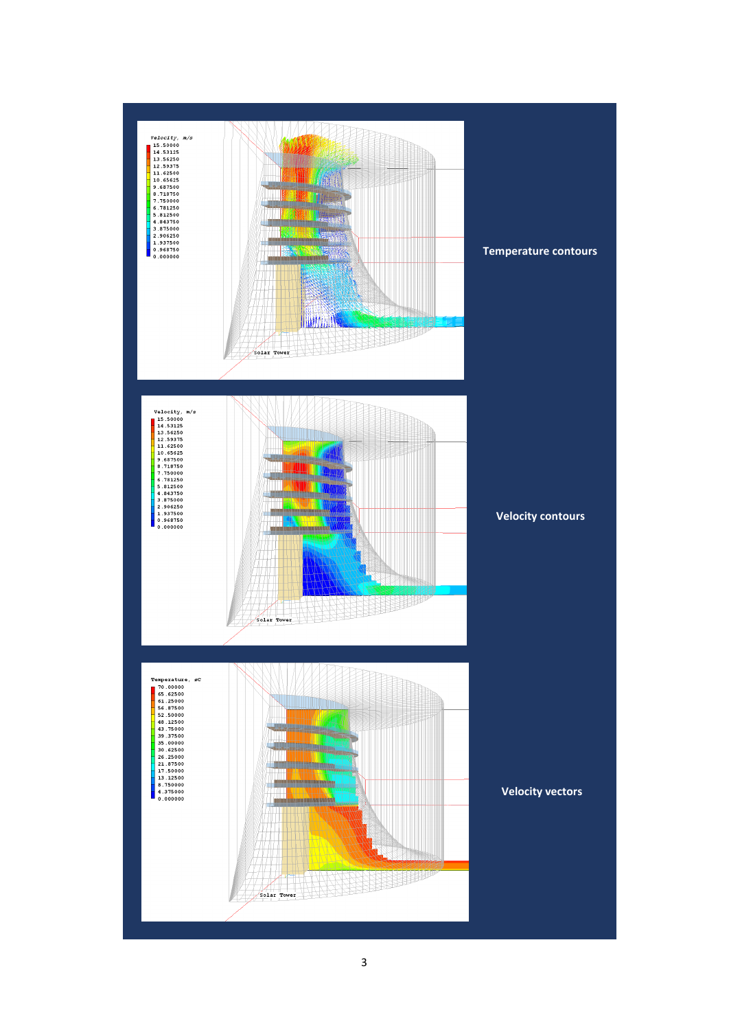Velocity, m/s
15.50000
14.53125
13.56250
12.59375
11.62500
10.65625
9.687500
8.718750
7.750000
6.781250
5.812500
4.843750
3.875000
2.906250
1.937500
0.968750
0.000000

Solar Tower

**Temperature contours**

Velocity, m/s
15.50000
14.53125
13.56250
12.59375
11.62500
10.65625
9.687500
8.718750
7.750000
6.781250
5.812500
4.843750
3.875000
2.906250
1.937500
0.968750
0.000000

Solar Tower

**Velocity contours**

Temperature, ºC
70.00000
65.62500
61.25000
56.87500
52.50000
48.12500
43.75000
39.37500
35.00000
30.62500
26.25000
21.87500
17.50000
13.12500
8.750000
4.375000
0.000000

Solar Tower

**Velocity vectors**